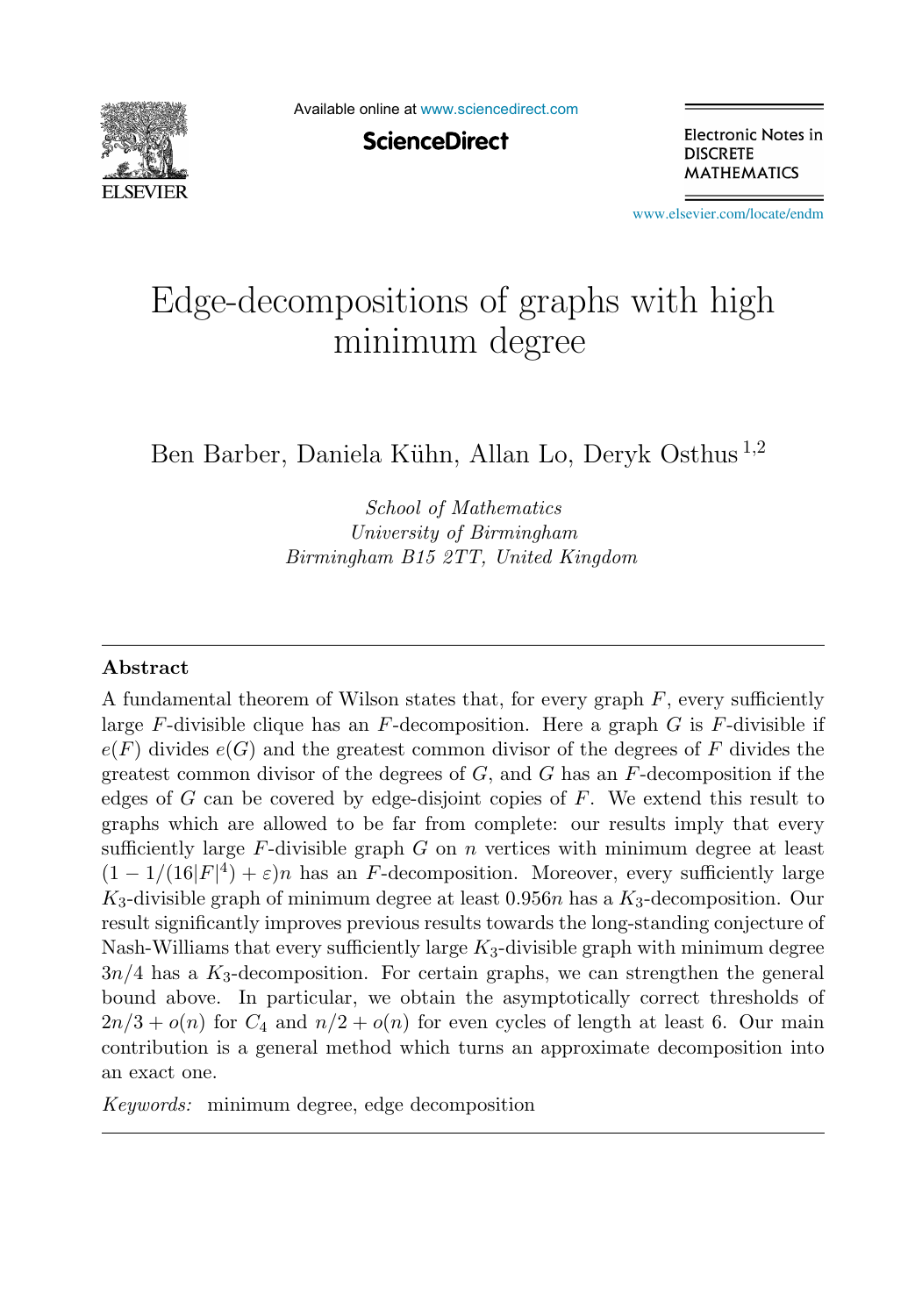# Edge-decompositions of graphs with high minimum degree

Ben Barber, Daniela Kühn, Allan Lo, Deryk Osthus [1,2]

*School of Mathematics*
*University of Birmingham*
*Birmingham B15 2TT, United Kingdom*

---

## Abstract

A fundamental theorem of Wilson states that, for every graph $F$, every sufficiently large $F$-divisible clique has an $F$-decomposition. Here a graph $G$ is $F$-divisible if $e(F)$ divides $e(G)$ and the greatest common divisor of the degrees of $F$ divides the greatest common divisor of the degrees of $G$, and $G$ has an $F$-decomposition if the edges of $G$ can be covered by edge-disjoint copies of $F$. We extend this result to graphs which are allowed to be far from complete: our results imply that every sufficiently large $F$-divisible graph $G$ on $n$ vertices with minimum degree at least $(1 - 1/(16|F|^4) + \varepsilon)n$ has an $F$-decomposition. Moreover, every sufficiently large $K_3$-divisible graph of minimum degree at least $0.956n$ has a $K_3$-decomposition. Our result significantly improves previous results towards the long-standing conjecture of Nash-Williams that every sufficiently large $K_3$-divisible graph with minimum degree $3n/4$ has a $K_3$-decomposition. For certain graphs, we can strengthen the general bound above. In particular, we obtain the asymptotically correct thresholds of $2n/3 + o(n)$ for $C_4$ and $n/2 + o(n)$ for even cycles of length at least 6. Our main contribution is a general method which turns an approximate decomposition into an exact one.

*Keywords:* minimum degree, edge decomposition

---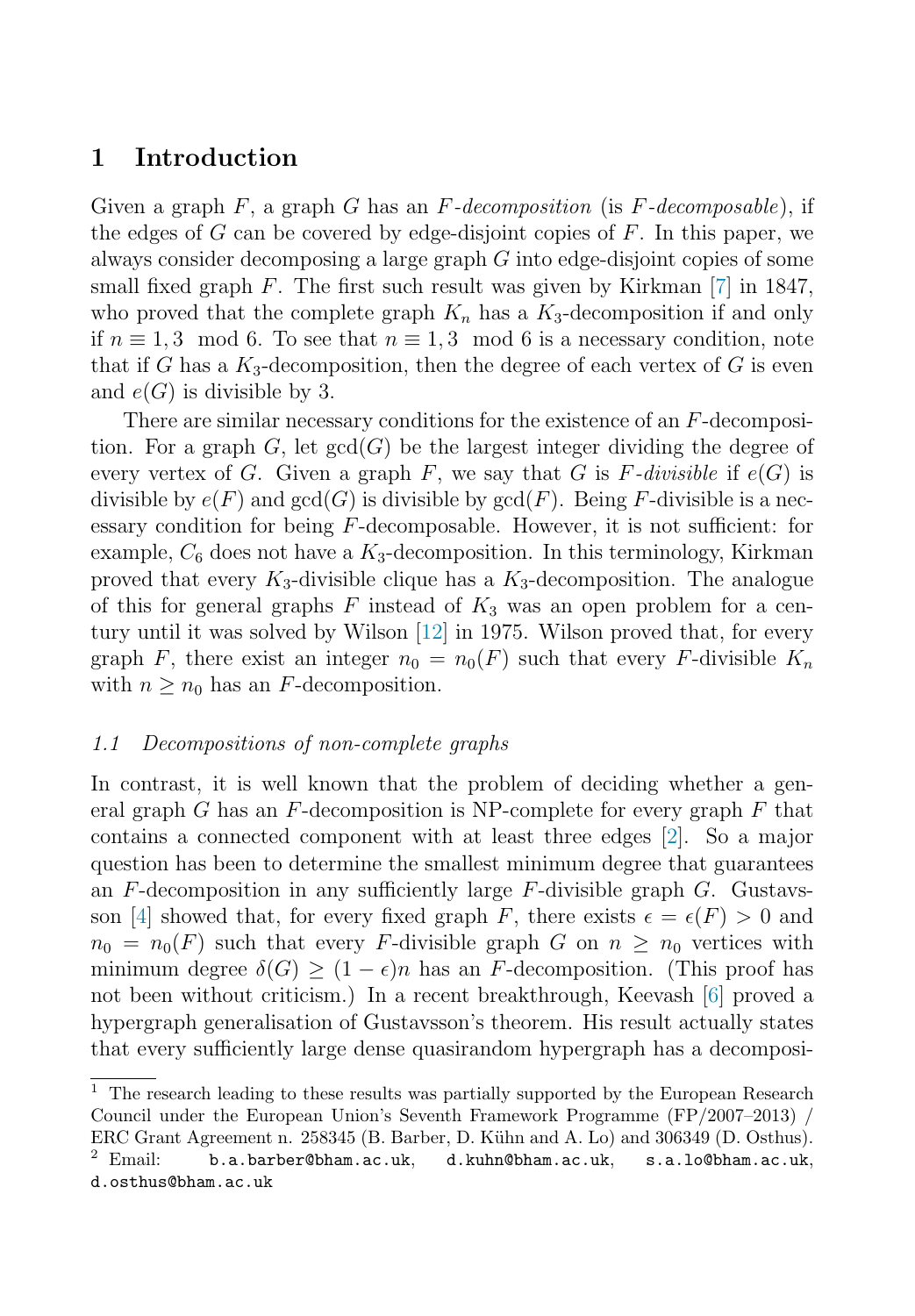## 1 Introduction

Given a graph $F$, a graph $G$ has an *$F$-decomposition* (is *$F$-decomposable*), if the edges of $G$ can be covered by edge-disjoint copies of $F$. In this paper, we always consider decomposing a large graph $G$ into edge-disjoint copies of some small fixed graph $F$. The first such result was given by Kirkman [7] in 1847, who proved that the complete graph $K_n$ has a $K_3$-decomposition if and only if $n \equiv 1, 3 \mod 6$. To see that $n \equiv 1, 3 \mod 6$ is a necessary condition, note that if $G$ has a $K_3$-decomposition, then the degree of each vertex of $G$ is even and $e(G)$ is divisible by 3.

There are similar necessary conditions for the existence of an $F$-decomposition. For a graph $G$, let $\gcd(G)$ be the largest integer dividing the degree of every vertex of $G$. Given a graph $F$, we say that $G$ is *$F$-divisible* if $e(G)$ is divisible by $e(F)$ and $\gcd(G)$ is divisible by $\gcd(F)$. Being $F$-divisible is a necessary condition for being $F$-decomposable. However, it is not sufficient: for example, $C_6$ does not have a $K_3$-decomposition. In this terminology, Kirkman proved that every $K_3$-divisible clique has a $K_3$-decomposition. The analogue of this for general graphs $F$ instead of $K_3$ was an open problem for a century until it was solved by Wilson [12] in 1975. Wilson proved that, for every graph $F$, there exist an integer $n_0 = n_0(F)$ such that every $F$-divisible $K_n$ with $n \geq n_0$ has an $F$-decomposition.

### *1.1 Decompositions of non-complete graphs*

In contrast, it is well known that the problem of deciding whether a general graph $G$ has an $F$-decomposition is NP-complete for every graph $F$ that contains a connected component with at least three edges [2]. So a major question has been to determine the smallest minimum degree that guarantees an $F$-decomposition in any sufficiently large $F$-divisible graph $G$. Gustavsson [4] showed that, for every fixed graph $F$, there exists $\epsilon = \epsilon(F) > 0$ and $n_0 = n_0(F)$ such that every $F$-divisible graph $G$ on $n \geq n_0$ vertices with minimum degree $\delta(G) \geq (1 - \epsilon)n$ has an $F$-decomposition. (This proof has not been without criticism.) In a recent breakthrough, Keevash [6] proved a hypergraph generalisation of Gustavsson's theorem. His result actually states that every sufficiently large dense quasirandom hypergraph has a decomposi-

---

[1] The research leading to these results was partially supported by the European Research Council under the European Union's Seventh Framework Programme (FP/2007–2013) / ERC Grant Agreement n. 258345 (B. Barber, D. Kühn and A. Lo) and 306349 (D. Osthus).

[2] Email: b.a.barber@bham.ac.uk, d.kuhn@bham.ac.uk, s.a.lo@bham.ac.uk, d.osthus@bham.ac.uk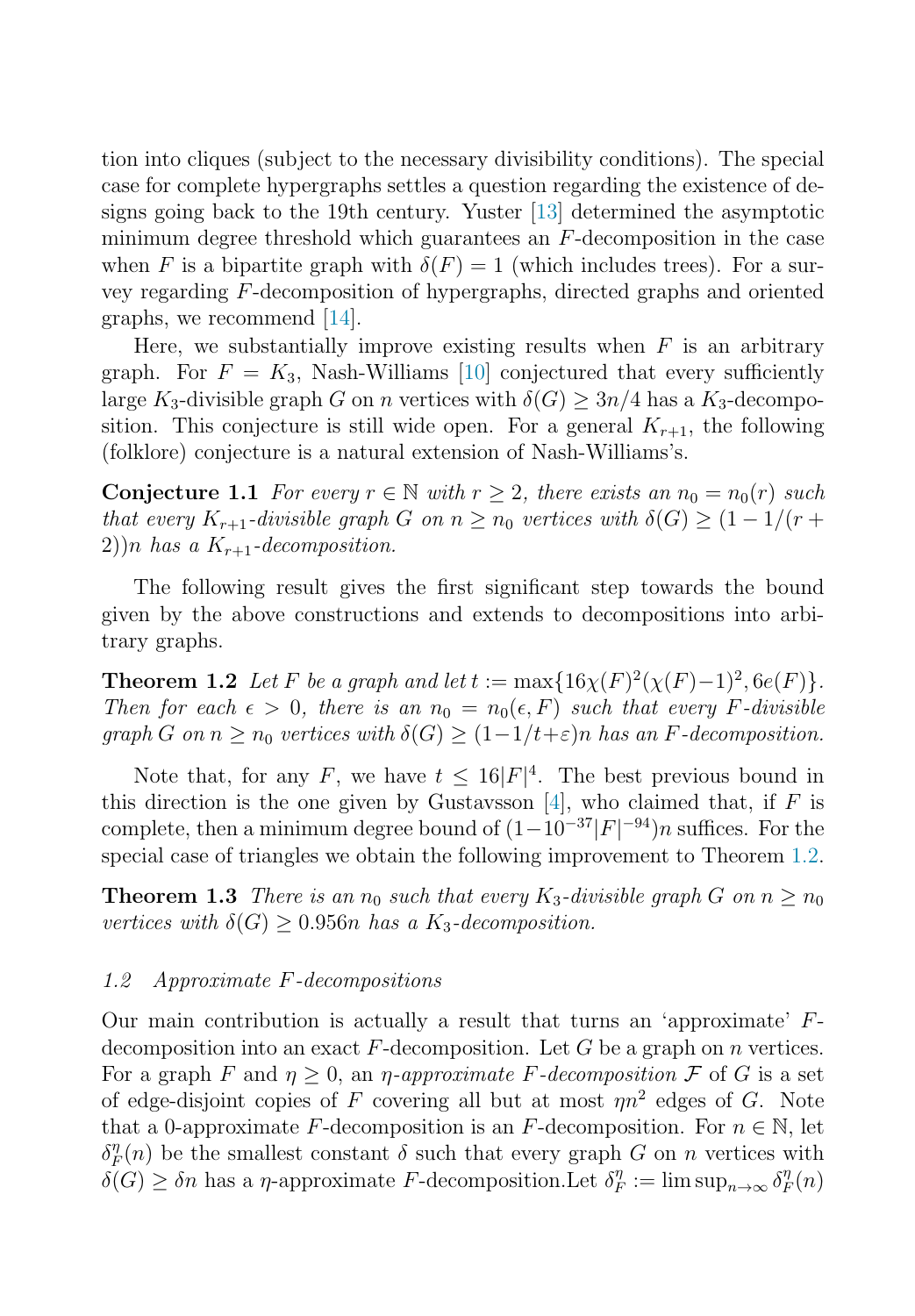tion into cliques (subject to the necessary divisibility conditions). The special case for complete hypergraphs settles a question regarding the existence of designs going back to the 19th century. Yuster [13] determined the asymptotic minimum degree threshold which guarantees an $F$-decomposition in the case when $F$ is a bipartite graph with $\delta(F) = 1$ (which includes trees). For a survey regarding $F$-decomposition of hypergraphs, directed graphs and oriented graphs, we recommend [14].

Here, we substantially improve existing results when $F$ is an arbitrary graph. For $F = K_3$, Nash-Williams [10] conjectured that every sufficiently large $K_3$-divisible graph $G$ on $n$ vertices with $\delta(G) \geq 3n/4$ has a $K_3$-decomposition. This conjecture is still wide open. For a general $K_{r+1}$, the following (folklore) conjecture is a natural extension of Nash-Williams's.

**Conjecture 1.1** *For every $r \in \mathbb{N}$ with $r \geq 2$, there exists an $n_0 = n_0(r)$ such that every $K_{r+1}$-divisible graph $G$ on $n \geq n_0$ vertices with $\delta(G) \geq (1 - 1/(r+2))n$ has a $K_{r+1}$-decomposition.*

The following result gives the first significant step towards the bound given by the above constructions and extends to decompositions into arbitrary graphs.

**Theorem 1.2** *Let $F$ be a graph and let $t := \max\{16\chi(F)^2(\chi(F)-1)^2, 6e(F)\}$. Then for each $\epsilon > 0$, there is an $n_0 = n_0(\epsilon, F)$ such that every $F$-divisible graph $G$ on $n \geq n_0$ vertices with $\delta(G) \geq (1-1/t+\varepsilon)n$ has an $F$-decomposition.*

Note that, for any $F$, we have $t \leq 16|F|^4$. The best previous bound in this direction is the one given by Gustavsson [4], who claimed that, if $F$ is complete, then a minimum degree bound of $(1-10^{-37}|F|^{-94})n$ suffices. For the special case of triangles we obtain the following improvement to Theorem 1.2.

**Theorem 1.3** *There is an $n_0$ such that every $K_3$-divisible graph $G$ on $n \geq n_0$ vertices with $\delta(G) \geq 0.956n$ has a $K_3$-decomposition.*

### *1.2 Approximate $F$-decompositions*

Our main contribution is actually a result that turns an 'approximate' $F$-decomposition into an exact $F$-decomposition. Let $G$ be a graph on $n$ vertices. For a graph $F$ and $\eta \geq 0$, an *$\eta$-approximate $F$-decomposition* $\mathcal{F}$ of $G$ is a set of edge-disjoint copies of $F$ covering all but at most $\eta n^2$ edges of $G$. Note that a 0-approximate $F$-decomposition is an $F$-decomposition. For $n \in \mathbb{N}$, let $\delta_F^\eta(n)$ be the smallest constant $\delta$ such that every graph $G$ on $n$ vertices with $\delta(G) \geq \delta n$ has a $\eta$-approximate $F$-decomposition.Let $\delta_F^\eta := \limsup_{n\to\infty} \delta_F^\eta(n)$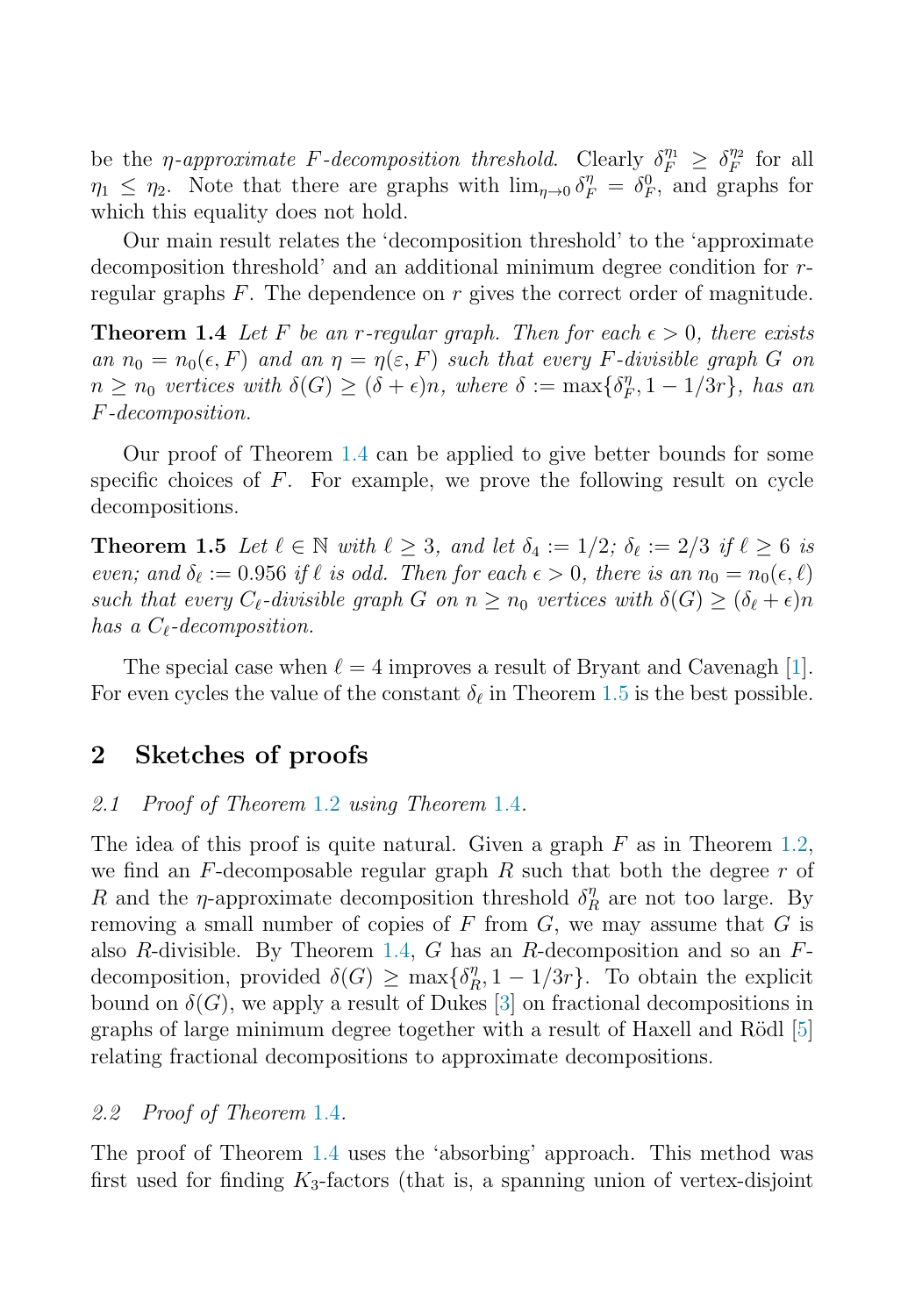be the *η-approximate F-decomposition threshold*. Clearly $\delta_F^{\eta_1} \geq \delta_F^{\eta_2}$ for all $\eta_1 \leq \eta_2$. Note that there are graphs with $\lim_{\eta \to 0} \delta_F^{\eta} = \delta_F^0$, and graphs for which this equality does not hold.

Our main result relates the 'decomposition threshold' to the 'approximate decomposition threshold' and an additional minimum degree condition for $r$-regular graphs $F$. The dependence on $r$ gives the correct order of magnitude.

**Theorem 1.4** *Let $F$ be an $r$-regular graph. Then for each $\epsilon > 0$, there exists an $n_0 = n_0(\epsilon, F)$ and an $\eta = \eta(\varepsilon, F)$ such that every $F$-divisible graph $G$ on $n \geq n_0$ vertices with $\delta(G) \geq (\delta + \epsilon)n$, where $\delta := \max\{\delta_F^{\eta}, 1 - 1/3r\}$, has an $F$-decomposition.*

Our proof of Theorem 1.4 can be applied to give better bounds for some specific choices of $F$. For example, we prove the following result on cycle decompositions.

**Theorem 1.5** *Let $\ell \in \mathbb{N}$ with $\ell \geq 3$, and let $\delta_4 := 1/2$; $\delta_\ell := 2/3$ if $\ell \geq 6$ is even; and $\delta_\ell := 0.956$ if $\ell$ is odd. Then for each $\epsilon > 0$, there is an $n_0 = n_0(\epsilon, \ell)$ such that every $C_\ell$-divisible graph $G$ on $n \geq n_0$ vertices with $\delta(G) \geq (\delta_\ell + \epsilon)n$ has a $C_\ell$-decomposition.*

The special case when $\ell = 4$ improves a result of Bryant and Cavenagh [1]. For even cycles the value of the constant $\delta_\ell$ in Theorem 1.5 is the best possible.

## 2 Sketches of proofs

### 2.1 Proof of Theorem 1.2 using Theorem 1.4.

The idea of this proof is quite natural. Given a graph $F$ as in Theorem 1.2, we find an $F$-decomposable regular graph $R$ such that both the degree $r$ of $R$ and the $\eta$-approximate decomposition threshold $\delta_R^{\eta}$ are not too large. By removing a small number of copies of $F$ from $G$, we may assume that $G$ is also $R$-divisible. By Theorem 1.4, $G$ has an $R$-decomposition and so an $F$-decomposition, provided $\delta(G) \geq \max\{\delta_R^{\eta}, 1 - 1/3r\}$. To obtain the explicit bound on $\delta(G)$, we apply a result of Dukes [3] on fractional decompositions in graphs of large minimum degree together with a result of Haxell and Rödl [5] relating fractional decompositions to approximate decompositions.

### 2.2 Proof of Theorem 1.4.

The proof of Theorem 1.4 uses the 'absorbing' approach. This method was first used for finding $K_3$-factors (that is, a spanning union of vertex-disjoint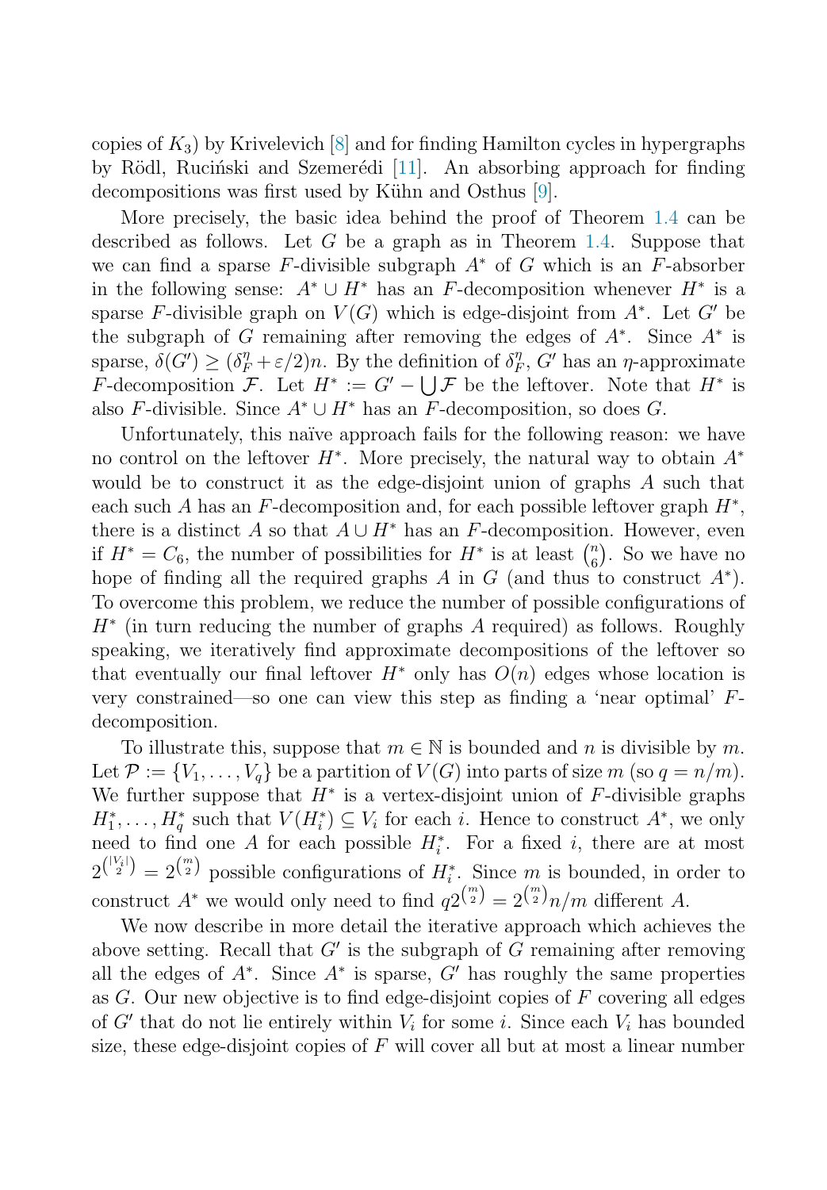copies of $K_3$) by Krivelevich [8] and for finding Hamilton cycles in hypergraphs by Rödl, Ruciński and Szemerédi [11]. An absorbing approach for finding decompositions was first used by Kühn and Osthus [9].

More precisely, the basic idea behind the proof of Theorem 1.4 can be described as follows. Let $G$ be a graph as in Theorem 1.4. Suppose that we can find a sparse $F$-divisible subgraph $A^*$ of $G$ which is an $F$-absorber in the following sense: $A^* \cup H^*$ has an $F$-decomposition whenever $H^*$ is a sparse $F$-divisible graph on $V(G)$ which is edge-disjoint from $A^*$. Let $G'$ be the subgraph of $G$ remaining after removing the edges of $A^*$. Since $A^*$ is sparse, $\delta(G') \geq (\delta_F^\eta + \varepsilon/2)n$. By the definition of $\delta_F^\eta$, $G'$ has an $\eta$-approximate $F$-decomposition $\mathcal{F}$. Let $H^* := G' - \bigcup \mathcal{F}$ be the leftover. Note that $H^*$ is also $F$-divisible. Since $A^* \cup H^*$ has an $F$-decomposition, so does $G$.

Unfortunately, this naïve approach fails for the following reason: we have no control on the leftover $H^*$. More precisely, the natural way to obtain $A^*$ would be to construct it as the edge-disjoint union of graphs $A$ such that each such $A$ has an $F$-decomposition and, for each possible leftover graph $H^*$, there is a distinct $A$ so that $A \cup H^*$ has an $F$-decomposition. However, even if $H^* = C_6$, the number of possibilities for $H^*$ is at least $\binom{n}{6}$. So we have no hope of finding all the required graphs $A$ in $G$ (and thus to construct $A^*$). To overcome this problem, we reduce the number of possible configurations of $H^*$ (in turn reducing the number of graphs $A$ required) as follows. Roughly speaking, we iteratively find approximate decompositions of the leftover so that eventually our final leftover $H^*$ only has $O(n)$ edges whose location is very constrained—so one can view this step as finding a 'near optimal' $F$-decomposition.

To illustrate this, suppose that $m \in \mathbb{N}$ is bounded and $n$ is divisible by $m$. Let $\mathcal{P} := \{V_1, \dots, V_q\}$ be a partition of $V(G)$ into parts of size $m$ (so $q = n/m$). We further suppose that $H^*$ is a vertex-disjoint union of $F$-divisible graphs $H_1^*, \dots, H_q^*$ such that $V(H_i^*) \subseteq V_i$ for each $i$. Hence to construct $A^*$, we only need to find one $A$ for each possible $H_i^*$. For a fixed $i$, there are at most $2^{\binom{|V_i|}{2}} = 2^{\binom{m}{2}}$ possible configurations of $H_i^*$. Since $m$ is bounded, in order to construct $A^*$ we would only need to find $q2^{\binom{m}{2}} = 2^{\binom{m}{2}}n/m$ different $A$.

We now describe in more detail the iterative approach which achieves the above setting. Recall that $G'$ is the subgraph of $G$ remaining after removing all the edges of $A^*$. Since $A^*$ is sparse, $G'$ has roughly the same properties as $G$. Our new objective is to find edge-disjoint copies of $F$ covering all edges of $G'$ that do not lie entirely within $V_i$ for some $i$. Since each $V_i$ has bounded size, these edge-disjoint copies of $F$ will cover all but at most a linear number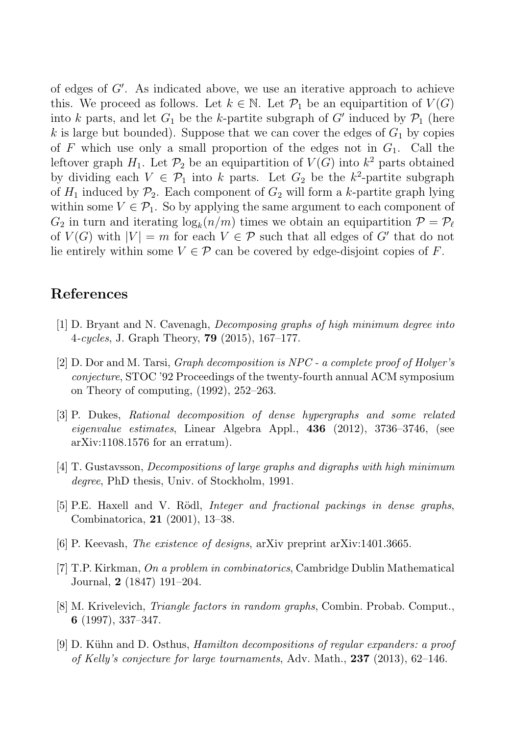of edges of $G'$. As indicated above, we use an iterative approach to achieve this. We proceed as follows. Let $k \in \mathbb{N}$. Let $\mathcal{P}_1$ be an equipartition of $V(G)$ into $k$ parts, and let $G_1$ be the $k$-partite subgraph of $G'$ induced by $\mathcal{P}_1$ (here $k$ is large but bounded). Suppose that we can cover the edges of $G_1$ by copies of $F$ which use only a small proportion of the edges not in $G_1$. Call the leftover graph $H_1$. Let $\mathcal{P}_2$ be an equipartition of $V(G)$ into $k^2$ parts obtained by dividing each $V \in \mathcal{P}_1$ into $k$ parts. Let $G_2$ be the $k^2$-partite subgraph of $H_1$ induced by $\mathcal{P}_2$. Each component of $G_2$ will form a $k$-partite graph lying within some $V \in \mathcal{P}_1$. So by applying the same argument to each component of $G_2$ in turn and iterating $\log_k(n/m)$ times we obtain an equipartition $\mathcal{P} = \mathcal{P}_\ell$ of $V(G)$ with $|V| = m$ for each $V \in \mathcal{P}$ such that all edges of $G'$ that do not lie entirely within some $V \in \mathcal{P}$ can be covered by edge-disjoint copies of $F$.

## References

[1] D. Bryant and N. Cavenagh, *Decomposing graphs of high minimum degree into 4-cycles*, J. Graph Theory, **79** (2015), 167–177.

[2] D. Dor and M. Tarsi, *Graph decomposition is NPC - a complete proof of Holyer's conjecture*, STOC '92 Proceedings of the twenty-fourth annual ACM symposium on Theory of computing, (1992), 252–263.

[3] P. Dukes, *Rational decomposition of dense hypergraphs and some related eigenvalue estimates*, Linear Algebra Appl., **436** (2012), 3736–3746, (see arXiv:1108.1576 for an erratum).

[4] T. Gustavsson, *Decompositions of large graphs and digraphs with high minimum degree*, PhD thesis, Univ. of Stockholm, 1991.

[5] P.E. Haxell and V. Rödl, *Integer and fractional packings in dense graphs*, Combinatorica, **21** (2001), 13–38.

[6] P. Keevash, *The existence of designs*, arXiv preprint arXiv:1401.3665.

[7] T.P. Kirkman, *On a problem in combinatorics*, Cambridge Dublin Mathematical Journal, **2** (1847) 191–204.

[8] M. Krivelevich, *Triangle factors in random graphs*, Combin. Probab. Comput., **6** (1997), 337–347.

[9] D. Kühn and D. Osthus, *Hamilton decompositions of regular expanders: a proof of Kelly's conjecture for large tournaments*, Adv. Math., **237** (2013), 62–146.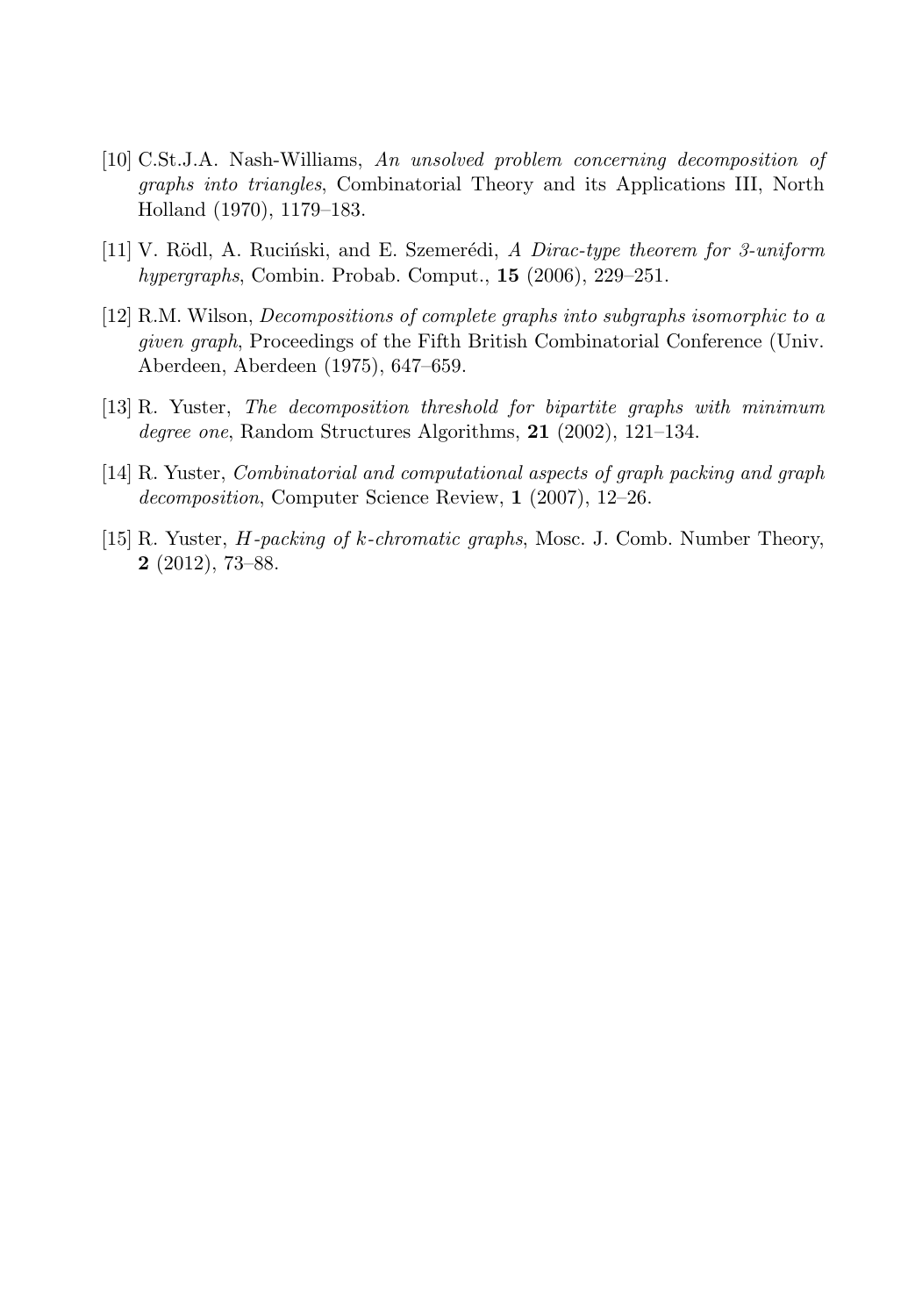[10] C.St.J.A. Nash-Williams, *An unsolved problem concerning decomposition of graphs into triangles*, Combinatorial Theory and its Applications III, North Holland (1970), 1179–183.

[11] V. Rödl, A. Ruciński, and E. Szemerédi, *A Dirac-type theorem for 3-uniform hypergraphs*, Combin. Probab. Comput., **15** (2006), 229–251.

[12] R.M. Wilson, *Decompositions of complete graphs into subgraphs isomorphic to a given graph*, Proceedings of the Fifth British Combinatorial Conference (Univ. Aberdeen, Aberdeen (1975), 647–659.

[13] R. Yuster, *The decomposition threshold for bipartite graphs with minimum degree one*, Random Structures Algorithms, **21** (2002), 121–134.

[14] R. Yuster, *Combinatorial and computational aspects of graph packing and graph decomposition*, Computer Science Review, **1** (2007), 12–26.

[15] R. Yuster, *$H$-packing of $k$-chromatic graphs*, Mosc. J. Comb. Number Theory, **2** (2012), 73–88.